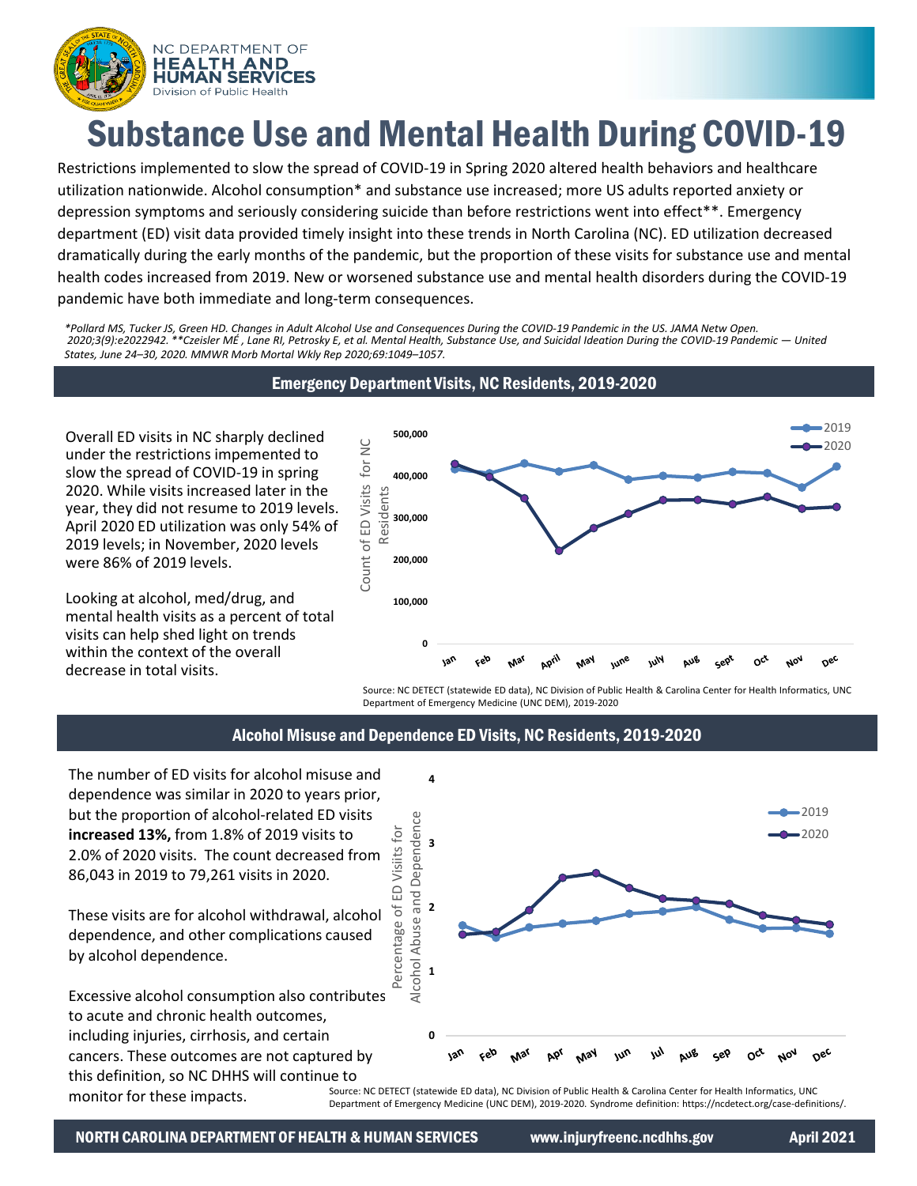NC DEPARTMENT OF HEALTH AND HUMAN SERVICES
Division of Public Health

# Substance Use and Mental Health During COVID-19

Restrictions implemented to slow the spread of COVID-19 in Spring 2020 altered health behaviors and healthcare utilization nationwide. Alcohol consumption* and substance use increased; more US adults reported anxiety or depression symptoms and seriously considering suicide than before restrictions went into effect**. Emergency department (ED) visit data provided timely insight into these trends in North Carolina (NC). ED utilization decreased dramatically during the early months of the pandemic, but the proportion of these visits for substance use and mental health codes increased from 2019. New or worsened substance use and mental health disorders during the COVID-19 pandemic have both immediate and long-term consequences.

*\*Pollard MS, Tucker JS, Green HD. Changes in Adult Alcohol Use and Consequences During the COVID-19 Pandemic in the US. JAMA Netw Open. 2020;3(9):e2022942. \*\*Czeisler MÉ , Lane RI, Petrosky E, et al. Mental Health, Substance Use, and Suicidal Ideation During the COVID-19 Pandemic — United States, June 24–30, 2020. MMWR Morb Mortal Wkly Rep 2020;69:1049–1057.*

## Emergency Department Visits, NC Residents, 2019-2020

Overall ED visits in NC sharply declined under the restrictions impemented to slow the spread of COVID-19 in spring 2020. While visits increased later in the year, they did not resume to 2019 levels. April 2020 ED utilization was only 54% of 2019 levels; in November, 2020 levels were 86% of 2019 levels.

Looking at alcohol, med/drug, and mental health visits as a percent of total visits can help shed light on trends within the context of the overall decrease in total visits.

Source: NC DETECT (statewide ED data), NC Division of Public Health & Carolina Center for Health Informatics, UNC Department of Emergency Medicine (UNC DEM), 2019-2020

## Alcohol Misuse and Dependence ED Visits, NC Residents, 2019-2020

The number of ED visits for alcohol misuse and dependence was similar in 2020 to years prior, but the proportion of alcohol-related ED visits **increased 13%,** from 1.8% of 2019 visits to 2.0% of 2020 visits. The count decreased from 86,043 in 2019 to 79,261 visits in 2020.

These visits are for alcohol withdrawal, alcohol dependence, and other complications caused by alcohol dependence.

Excessive alcohol consumption also contributes to acute and chronic health outcomes, including injuries, cirrhosis, and certain cancers. These outcomes are not captured by this definition, so NC DHHS will continue to monitor for these impacts.

Source: NC DETECT (statewide ED data), NC Division of Public Health & Carolina Center for Health Informatics, UNC Department of Emergency Medicine (UNC DEM), 2019-2020. Syndrome definition: https://ncdetect.org/case-definitions/.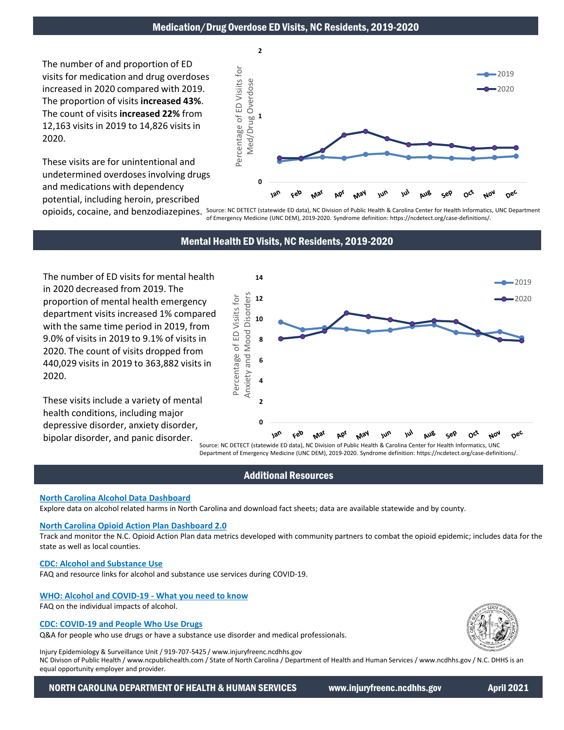## Medication/Drug Overdose ED Visits, NC Residents, 2019-2020

The number of and proportion of ED visits for medication and drug overdoses increased in 2020 compared with 2019. The proportion of visits **increased 43%**. The count of visits **increased 22%** from 12,163 visits in 2019 to 14,826 visits in 2020.

These visits are for unintentional and undetermined overdoses involving drugs and medications with dependency potential, including heroin, prescribed opioids, cocaine, and benzodiazepines.

Percentage of ED Visits for Med/Drug Overdose

2
1
0

Jan Feb Mar Apr May Jun Jul Aug Sep Oct Nov Dec

2019
2020

Source: NC DETECT (statewide ED data), NC Division of Public Health & Carolina Center for Health Informatics, UNC Department of Emergency Medicine (UNC DEM), 2019-2020. Syndrome definition: https://ncdetect.org/case-definitions/.

## Mental Health ED Visits, NC Residents, 2019-2020

The number of ED visits for mental health in 2020 decreased from 2019. The proportion of mental health emergency department visits increased 1% compared with the same time period in 2019, from 9.0% of visits in 2019 to 9.1% of visits in 2020. The count of visits dropped from 440,029 visits in 2019 to 363,882 visits in 2020.

These visits include a variety of mental health conditions, including major depressive disorder, anxiety disorder, bipolar disorder, and panic disorder.

Percentage of ED Visits for Anxiety and Mood Disorders

14
12
10
8
6
4
2
0

Jan Feb Mar Apr May Jun Jul Aug Sep Oct Nov Dec

2019
2020

Source: NC DETECT (statewide ED data), NC Division of Public Health & Carolina Center for Health Informatics, UNC Department of Emergency Medicine (UNC DEM), 2019-2020. Syndrome definition: https://ncdetect.org/case-definitions/.

## Additional Resources

**North Carolina Alcohol Data Dashboard**
Explore data on alcohol related harms in North Carolina and download fact sheets; data are available statewide and by county.

**North Carolina Opioid Action Plan Dashboard 2.0**
Track and monitor the N.C. Opioid Action Plan data metrics developed with community partners to combat the opioid epidemic; includes data for the state as well as local counties.

**CDC: Alcohol and Substance Use**
FAQ and resource links for alcohol and substance use services during COVID-19.

**WHO: Alcohol and COVID-19 - What you need to know**
FAQ on the individual impacts of alcohol.

**CDC: COVID-19 and People Who Use Drugs**
Q&A for people who use drugs or have a substance use disorder and medical professionals.

Injury Epidemiology & Surveillance Unit / 919-707-5425 / www.injuryfreenc.ncdhhs.gov
NC Divison of Public Health / www.ncpublichealth.com / State of North Carolina / Department of Health and Human Services / www.ncdhhs.gov / N.C. DHHS is an equal opportunity employer and provider.

NORTH CAROLINA DEPARTMENT OF HEALTH & HUMAN SERVICES www.injuryfreenc.ncdhhs.gov April 2021